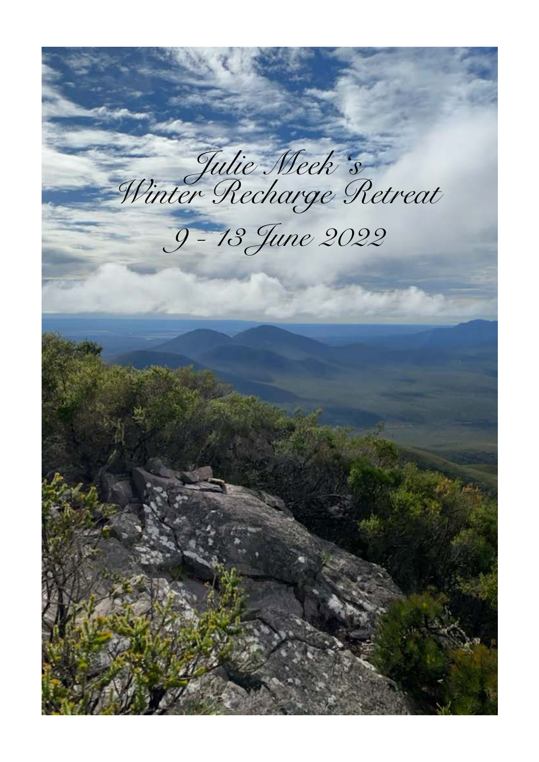# Julie Meek's Winter Recharge Retreat

## 9 - 13 June 2022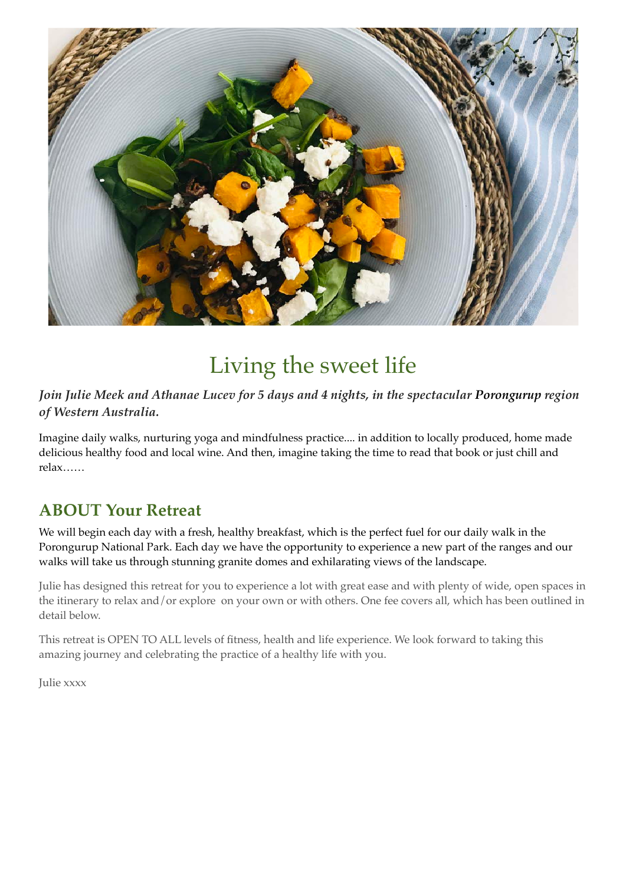# Living the sweet life

***Join Julie Meek and Athanae Lucev for 5 days and 4 nights, in the spectacular Porongurup region of Western Australia.***

Imagine daily walks, nurturing yoga and mindfulness practice.... in addition to locally produced, home made delicious healthy food and local wine. And then, imagine taking the time to read that book or just chill and relax……

## ABOUT Your Retreat

We will begin each day with a fresh, healthy breakfast, which is the perfect fuel for our daily walk in the Porongurup National Park. Each day we have the opportunity to experience a new part of the ranges and our walks will take us through stunning granite domes and exhilarating views of the landscape.

Julie has designed this retreat for you to experience a lot with great ease and with plenty of wide, open spaces in the itinerary to relax and/or explore on your own or with others. One fee covers all, which has been outlined in detail below.

This retreat is OPEN TO ALL levels of fitness, health and life experience. We look forward to taking this amazing journey and celebrating the practice of a healthy life with you.

Julie xxxx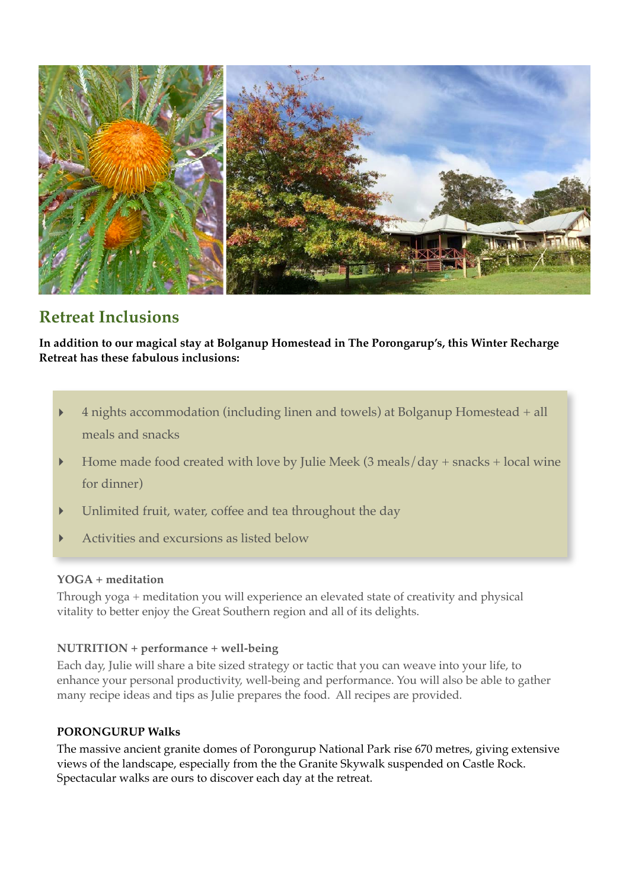## Retreat Inclusions

**In addition to our magical stay at Bolganup Homestead in The Porongarup's, this Winter Recharge Retreat has these fabulous inclusions:**

- 4 nights accommodation (including linen and towels) at Bolganup Homestead + all meals and snacks
- Home made food created with love by Julie Meek (3 meals/day + snacks + local wine for dinner)
- Unlimited fruit, water, coffee and tea throughout the day
- Activities and excursions as listed below

**YOGA + meditation**

Through yoga + meditation you will experience an elevated state of creativity and physical vitality to better enjoy the Great Southern region and all of its delights.

**NUTRITION + performance + well-being**

Each day, Julie will share a bite sized strategy or tactic that you can weave into your life, to enhance your personal productivity, well-being and performance. You will also be able to gather many recipe ideas and tips as Julie prepares the food. All recipes are provided.

**PORONGURUP Walks**

The massive ancient granite domes of Porongurup National Park rise 670 metres, giving extensive views of the landscape, especially from the the Granite Skywalk suspended on Castle Rock. Spectacular walks are ours to discover each day at the retreat.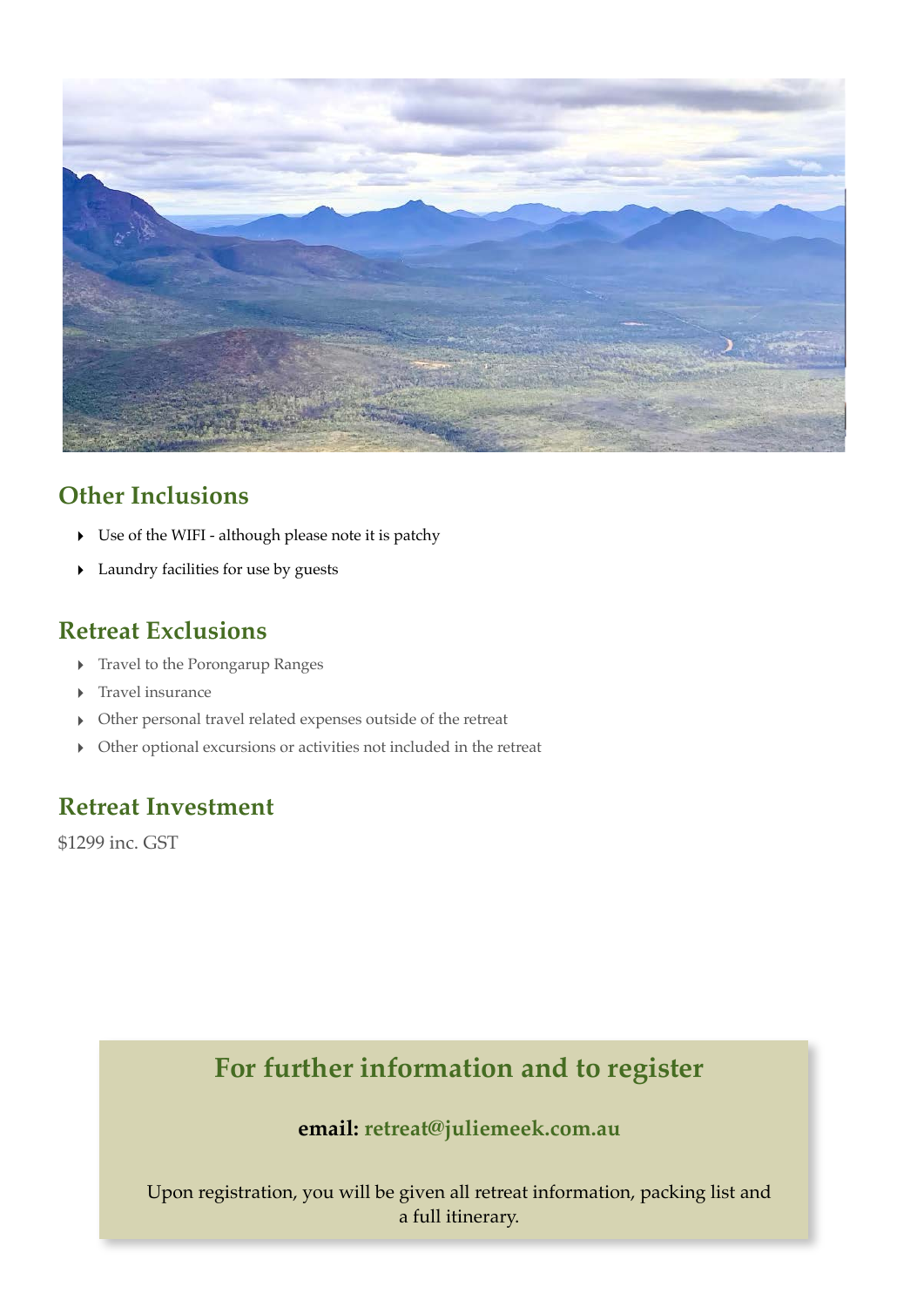## Other Inclusions

- Use of the WIFI - although please note it is patchy
- Laundry facilities for use by guests

## Retreat Exclusions

- Travel to the Porongarup Ranges
- Travel insurance
- Other personal travel related expenses outside of the retreat
- Other optional excursions or activities not included in the retreat

## Retreat Investment

$1299 inc. GST

## For further information and to register

**email: retreat@juliemeek.com.au**

Upon registration, you will be given all retreat information, packing list and a full itinerary.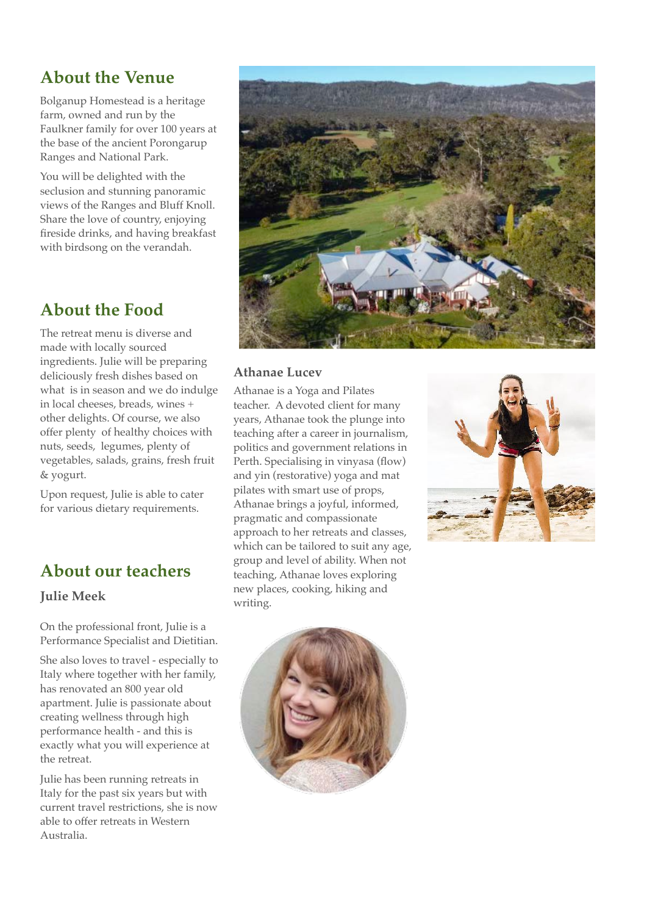## About the Venue

Bolganup Homestead is a heritage farm, owned and run by the Faulkner family for over 100 years at the base of the ancient Porongarup Ranges and National Park.

You will be delighted with the seclusion and stunning panoramic views of the Ranges and Bluff Knoll. Share the love of country, enjoying fireside drinks, and having breakfast with birdsong on the verandah.

## About the Food

The retreat menu is diverse and made with locally sourced ingredients. Julie will be preparing deliciously fresh dishes based on what is in season and we do indulge in local cheeses, breads, wines + other delights. Of course, we also offer plenty of healthy choices with nuts, seeds, legumes, plenty of vegetables, salads, grains, fresh fruit & yogurt.

Upon request, Julie is able to cater for various dietary requirements.

## About our teachers

### Julie Meek

On the professional front, Julie is a Performance Specialist and Dietitian.

She also loves to travel - especially to Italy where together with her family, has renovated an 800 year old apartment. Julie is passionate about creating wellness through high performance health - and this is exactly what you will experience at the retreat.

Julie has been running retreats in Italy for the past six years but with current travel restrictions, she is now able to offer retreats in Western Australia.

### Athanae Lucev

Athanae is a Yoga and Pilates teacher. A devoted client for many years, Athanae took the plunge into teaching after a career in journalism, politics and government relations in Perth. Specialising in vinyasa (flow) and yin (restorative) yoga and mat pilates with smart use of props, Athanae brings a joyful, informed, pragmatic and compassionate approach to her retreats and classes, which can be tailored to suit any age, group and level of ability. When not teaching, Athanae loves exploring new places, cooking, hiking and writing.